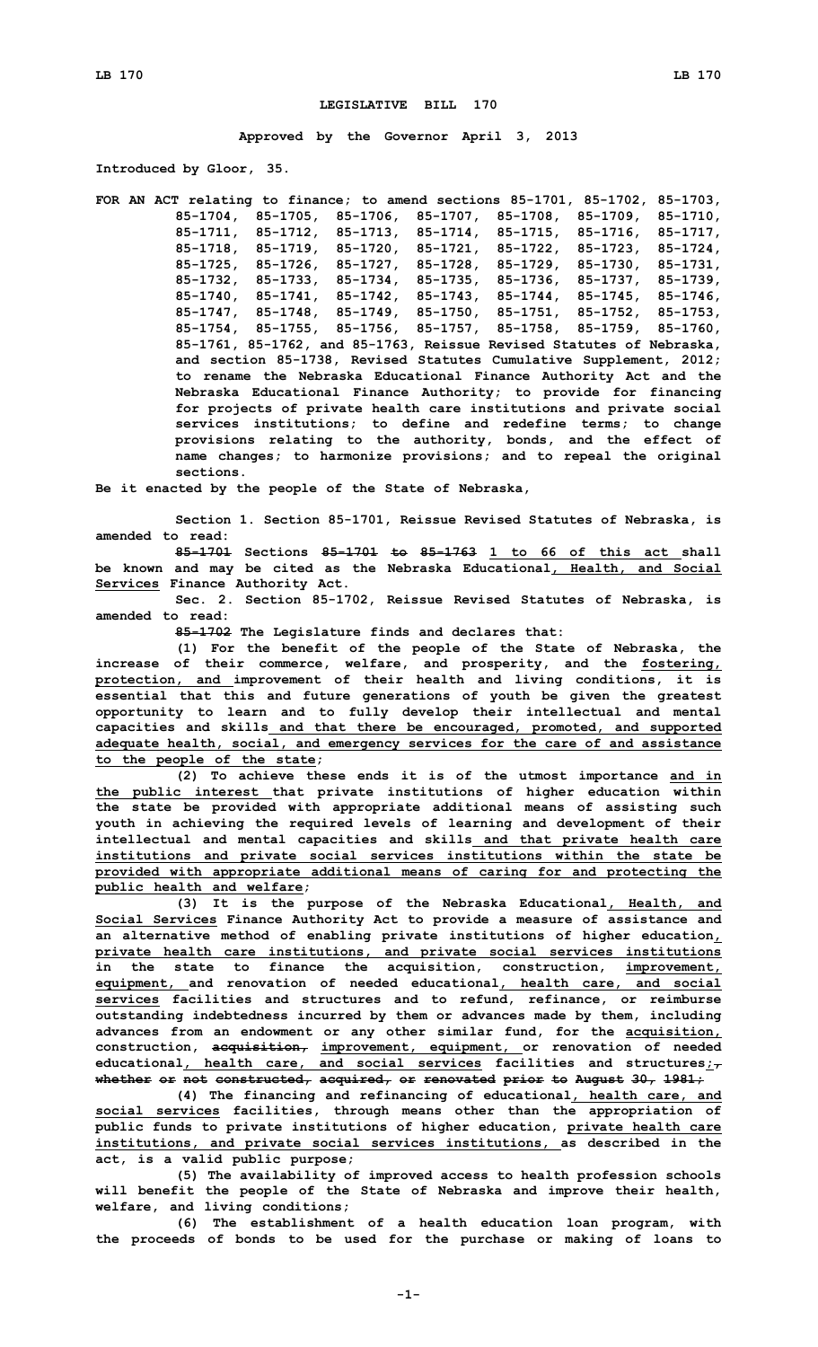# LEGISLATIVE BILL 170

**Approved by the Governor April 3, 2013**

**Introduced by Gloor, 35.**

**FOR AN ACT relating to finance; to amend sections 85-1701, 85-1702, 85-1703, 85-1704, 85-1705, 85-1706, 85-1707, 85-1708, 85-1709, 85-1710, 85-1711, 85-1712, 85-1713, 85-1714, 85-1715, 85-1716, 85-1717, 85-1718, 85-1719, 85-1720, 85-1721, 85-1722, 85-1723, 85-1724, 85-1725, 85-1726, 85-1727, 85-1728, 85-1729, 85-1730, 85-1731, 85-1732, 85-1733, 85-1734, 85-1735, 85-1736, 85-1737, 85-1739, 85-1740, 85-1741, 85-1742, 85-1743, 85-1744, 85-1745, 85-1746, 85-1747, 85-1748, 85-1749, 85-1750, 85-1751, 85-1752, 85-1753, 85-1754, 85-1755, 85-1756, 85-1757, 85-1758, 85-1759, 85-1760, 85-1761, 85-1762, and 85-1763, Reissue Revised Statutes of Nebraska, and section 85-1738, Revised Statutes Cumulative Supplement, 2012; to rename the Nebraska Educational Finance Authority Act and the Nebraska Educational Finance Authority; to provide for financing for projects of private health care institutions and private social services institutions; to define and redefine terms; to change provisions relating to the authority, bonds, and the effect of name changes; to harmonize provisions; and to repeal the original sections.**

**Be it enacted by the people of the State of Nebraska,**

**Section 1. Section 85-1701, Reissue Revised Statutes of Nebraska, is amended to read:**

**~~85-1701~~ Sections ~~85-1701 to 85-1763~~ <u>1 to 66 of this act</u> shall be known and may be cited as the Nebraska Educational<u>, Health, and Social Services</u> Finance Authority Act.**

**Sec. 2. Section 85-1702, Reissue Revised Statutes of Nebraska, is amended to read:**

**~~85-1702~~ The Legislature finds and declares that:**

**(1) For the benefit of the people of the State of Nebraska, the increase of their commerce, welfare, and prosperity, and the <u>fostering, protection, and</u> improvement of their health and living conditions, it is essential that this and future generations of youth be given the greatest opportunity to learn and to fully develop their intellectual and mental capacities and skills <u>and that there be encouraged, promoted, and supported adequate health, social, and emergency services for the care of and assistance to the people of the state</u>;**

**(2) To achieve these ends it is of the utmost importance <u>and in the public interest</u> that private institutions of higher education within the state be provided with appropriate additional means of assisting such youth in achieving the required levels of learning and development of their intellectual and mental capacities and skills <u>and that private health care institutions and private social services institutions within the state be provided with appropriate additional means of caring for and protecting the public health and welfare</u>;**

**(3) It is the purpose of the Nebraska Educational<u>, Health, and Social Services</u> Finance Authority Act to provide a measure of assistance and an alternative method of enabling private institutions of higher education<u>, private health care institutions, and private social services institutions</u> in the state to finance the acquisition, construction, <u>improvement, equipment,</u> and renovation of needed educational<u>, health care, and social services</u> facilities and structures and to refund, refinance, or reimburse outstanding indebtedness incurred by them or advances made by them, including advances from an endowment or any other similar fund, for the <u>acquisition,</u> construction, ~~acquisition,~~ <u>improvement, equipment,</u> or renovation of needed educational<u>, health care, and social services</u> facilities and structures<u>;</u>~~, whether or not constructed, acquired, or renovated prior to August 30, 1981;~~**

**(4) The financing and refinancing of educational<u>, health care, and social services</u> facilities, through means other than the appropriation of public funds to private institutions of higher education, <u>private health care institutions, and private social services institutions,</u> as described in the act, is a valid public purpose;**

**(5) The availability of improved access to health profession schools will benefit the people of the State of Nebraska and improve their health, welfare, and living conditions;**

**(6) The establishment of a health education loan program, with the proceeds of bonds to be used for the purchase or making of loans to**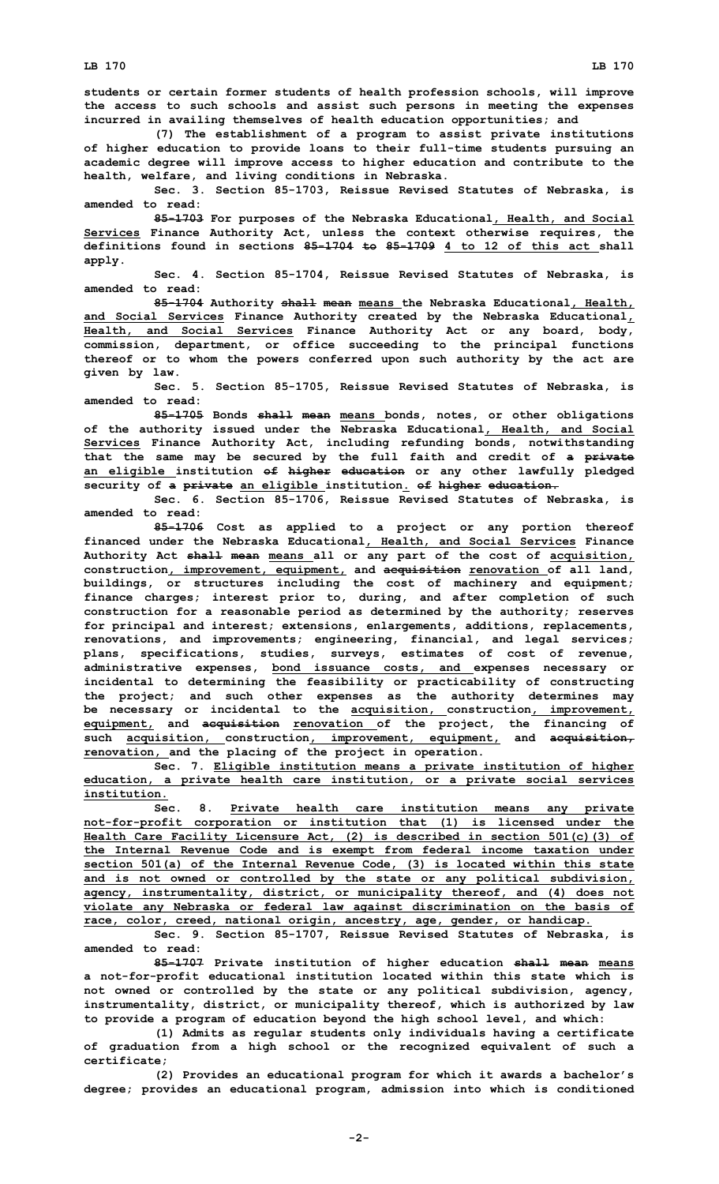students or certain former students of health profession schools, will improve the access to such schools and assist such persons in meeting the expenses incurred in availing themselves of health education opportunities; and

(7) The establishment of a program to assist private institutions of higher education to provide loans to their full-time students pursuing an academic degree will improve access to higher education and contribute to the health, welfare, and living conditions in Nebraska.

Sec. 3. Section 85-1703, Reissue Revised Statutes of Nebraska, is amended to read:

~~85-1703~~ For purposes of the Nebraska Educational, Health, and Social Services Finance Authority Act, unless the context otherwise requires, the definitions found in sections ~~85-1704 to 85-1709~~ 4 to 12 of this act shall apply.

Sec. 4. Section 85-1704, Reissue Revised Statutes of Nebraska, is amended to read:

~~85-1704~~ Authority ~~shall mean~~ means the Nebraska Educational, Health, and Social Services Finance Authority created by the Nebraska Educational, Health, and Social Services Finance Authority Act or any board, body, commission, department, or office succeeding to the principal functions thereof or to whom the powers conferred upon such authority by the act are given by law.

Sec. 5. Section 85-1705, Reissue Revised Statutes of Nebraska, is amended to read:

~~85-1705~~ Bonds ~~shall mean~~ means bonds, notes, or other obligations of the authority issued under the Nebraska Educational, Health, and Social Services Finance Authority Act, including refunding bonds, notwithstanding that the same may be secured by the full faith and credit of ~~a private~~ an eligible institution ~~of higher education~~ or any other lawfully pledged security of ~~a private~~ an eligible institution. ~~of higher education.~~

Sec. 6. Section 85-1706, Reissue Revised Statutes of Nebraska, is amended to read:

~~85-1706~~ Cost as applied to a project or any portion thereof financed under the Nebraska Educational, Health, and Social Services Finance Authority Act ~~shall mean~~ means all or any part of the cost of acquisition, construction, improvement, equipment, and ~~acquisition~~ renovation of all land, buildings, or structures including the cost of machinery and equipment; finance charges; interest prior to, during, and after completion of such construction for a reasonable period as determined by the authority; reserves for principal and interest; extensions, enlargements, additions, replacements, renovations, and improvements; engineering, financial, and legal services; plans, specifications, studies, surveys, estimates of cost of revenue, administrative expenses, bond issuance costs, and expenses necessary or incidental to determining the feasibility or practicability of constructing the project; and such other expenses as the authority determines may be necessary or incidental to the acquisition, construction, improvement, equipment, and ~~acquisition~~ renovation of the project, the financing of such acquisition, construction, improvement, equipment, and ~~acquisition,~~ renovation, and the placing of the project in operation.

Sec. 7. Eligible institution means a private institution of higher education, a private health care institution, or a private social services institution.

Sec. 8. Private health care institution means any private not-for-profit corporation or institution that (1) is licensed under the Health Care Facility Licensure Act, (2) is described in section 501(c)(3) of the Internal Revenue Code and is exempt from federal income taxation under section 501(a) of the Internal Revenue Code, (3) is located within this state and is not owned or controlled by the state or any political subdivision, agency, instrumentality, district, or municipality thereof, and (4) does not violate any Nebraska or federal law against discrimination on the basis of race, color, creed, national origin, ancestry, age, gender, or handicap.

Sec. 9. Section 85-1707, Reissue Revised Statutes of Nebraska, is amended to read:

~~85-1707~~ Private institution of higher education ~~shall mean~~ means a not-for-profit educational institution located within this state which is not owned or controlled by the state or any political subdivision, agency, instrumentality, district, or municipality thereof, which is authorized by law to provide a program of education beyond the high school level, and which:

(1) Admits as regular students only individuals having a certificate of graduation from a high school or the recognized equivalent of such a certificate;

(2) Provides an educational program for which it awards a bachelor's degree; provides an educational program, admission into which is conditioned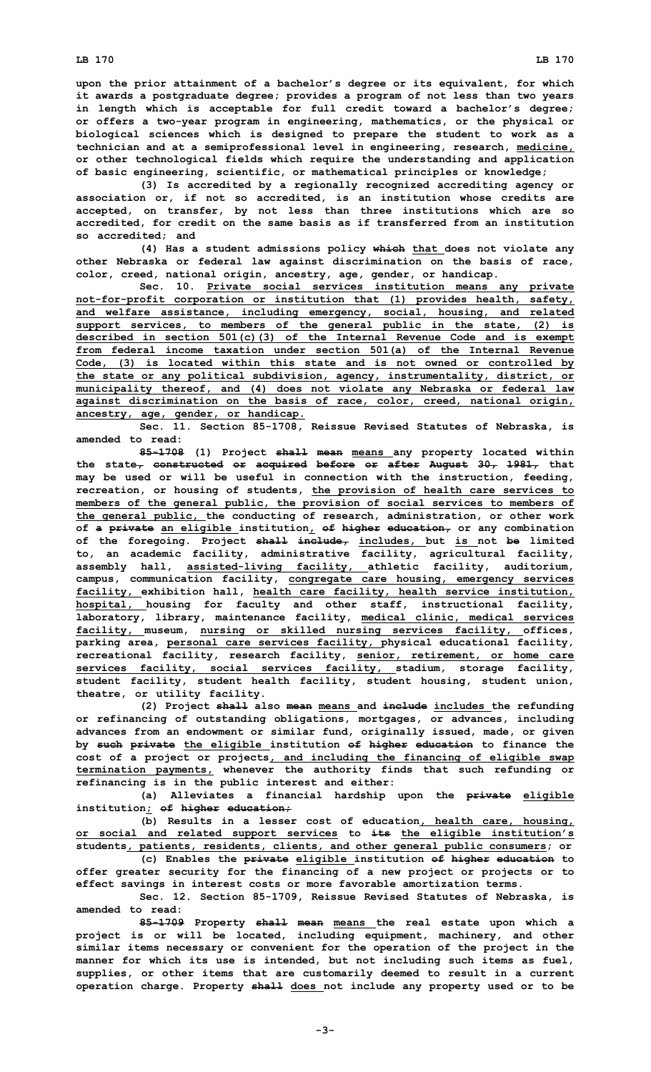upon the prior attainment of a bachelor's degree or its equivalent, for which it awards a postgraduate degree; provides a program of not less than two years in length which is acceptable for full credit toward a bachelor's degree; or offers a two-year program in engineering, mathematics, or the physical or biological sciences which is designed to prepare the student to work as a technician and at a semiprofessional level in engineering, research, medicine, or other technological fields which require the understanding and application of basic engineering, scientific, or mathematical principles or knowledge;

(3) Is accredited by a regionally recognized accrediting agency or association or, if not so accredited, is an institution whose credits are accepted, on transfer, by not less than three institutions which are so accredited, for credit on the same basis as if transferred from an institution so accredited; and

(4) Has a student admissions policy which that does not violate any other Nebraska or federal law against discrimination on the basis of race, color, creed, national origin, ancestry, age, gender, or handicap.

Sec. 10. Private social services institution means any private not-for-profit corporation or institution that (1) provides health, safety, and welfare assistance, including emergency, social, housing, and related support services, to members of the general public in the state, (2) is described in section 501(c)(3) of the Internal Revenue Code and is exempt from federal income taxation under section 501(a) of the Internal Revenue Code, (3) is located within this state and is not owned or controlled by the state or any political subdivision, agency, instrumentality, district, or municipality thereof, and (4) does not violate any Nebraska or federal law against discrimination on the basis of race, color, creed, national origin, ancestry, age, gender, or handicap.

Sec. 11. Section 85-1708, Reissue Revised Statutes of Nebraska, is amended to read:

85-1708 (1) Project shall mean means any property located within the state, constructed or acquired before or after August 30, 1981, that may be used or will be useful in connection with the instruction, feeding, recreation, or housing of students, the provision of health care services to members of the general public, the provision of social services to members of the general public, the conducting of research, administration, or other work of a private an eligible institution, of higher education, or any combination of the foregoing. Project shall include, includes, but is not be limited to, an academic facility, administrative facility, agricultural facility, assembly hall, assisted-living facility, athletic facility, auditorium, campus, communication facility, congregate care housing, emergency services facility, exhibition hall, health care facility, health service institution, hospital, housing for faculty and other staff, instructional facility, laboratory, library, maintenance facility, medical clinic, medical services facility, museum, nursing or skilled nursing services facility, offices, parking area, personal care services facility, physical educational facility, recreational facility, research facility, senior, retirement, or home care services facility, social services facility, stadium, storage facility, student facility, student health facility, student housing, student union, theatre, or utility facility.

(2) Project shall also mean means and include includes the refunding or refinancing of outstanding obligations, mortgages, or advances, including advances from an endowment or similar fund, originally issued, made, or given by such private the eligible institution of higher education to finance the cost of a project or projects, and including the financing of eligible swap termination payments, whenever the authority finds that such refunding or refinancing is in the public interest and either:

(a) Alleviates a financial hardship upon the private eligible institution; of higher education;

(b) Results in a lesser cost of education, health care, housing, or social and related support services to its the eligible institution's students, patients, residents, clients, and other general public consumers; or

(c) Enables the private eligible institution of higher education to offer greater security for the financing of a new project or projects or to effect savings in interest costs or more favorable amortization terms.

Sec. 12. Section 85-1709, Reissue Revised Statutes of Nebraska, is amended to read:

85-1709 Property shall mean means the real estate upon which a project is or will be located, including equipment, machinery, and other similar items necessary or convenient for the operation of the project in the manner for which its use is intended, but not including such items as fuel, supplies, or other items that are customarily deemed to result in a current operation charge. Property shall does not include any property used or to be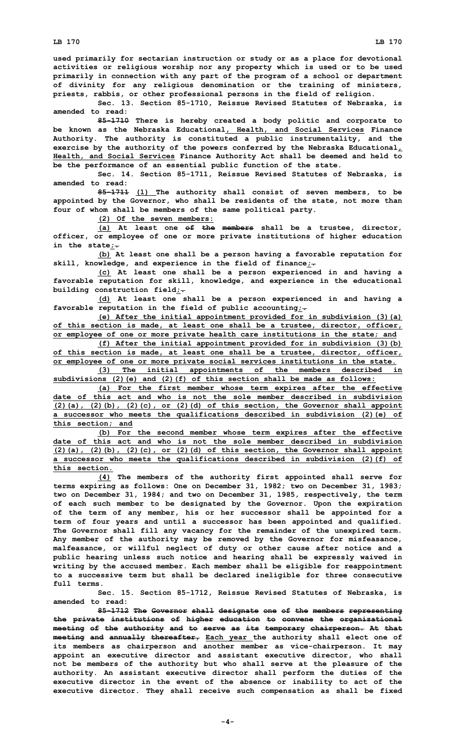used primarily for sectarian instruction or study or as a place for devotional activities or religious worship nor any property which is used or to be used primarily in connection with any part of the program of a school or department of divinity for any religious denomination or the training of ministers, priests, rabbis, or other professional persons in the field of religion.

Sec. 13. Section 85-1710, Reissue Revised Statutes of Nebraska, is amended to read:

~~85-1710~~ There is hereby created a body politic and corporate to be known as the Nebraska Educational, Health, and Social Services Finance Authority. The authority is constituted a public instrumentality, and the exercise by the authority of the powers conferred by the Nebraska Educational, Health, and Social Services Finance Authority Act shall be deemed and held to be the performance of an essential public function of the state.

Sec. 14. Section 85-1711, Reissue Revised Statutes of Nebraska, is amended to read:

~~85-1711~~ (1) The authority shall consist of seven members, to be appointed by the Governor, who shall be residents of the state, not more than four of whom shall be members of the same political party.

(2) Of the seven members:

(a) At least one ~~of the members~~ shall be a trustee, director, officer, or employee of one or more private institutions of higher education in the state;~~.~~

(b) At least one shall be a person having a favorable reputation for skill, knowledge, and experience in the field of finance;~~.~~

(c) At least one shall be a person experienced in and having a favorable reputation for skill, knowledge, and experience in the educational building construction field;~~.~~

(d) At least one shall be a person experienced in and having a favorable reputation in the field of public accounting;~~.~~

(e) After the initial appointment provided for in subdivision (3)(a) of this section is made, at least one shall be a trustee, director, officer, or employee of one or more private health care institutions in the state; and

(f) After the initial appointment provided for in subdivision (3)(b) of this section is made, at least one shall be a trustee, director, officer, or employee of one or more private social services institutions in the state.

(3) The initial appointments of the members described in subdivisions (2)(e) and (2)(f) of this section shall be made as follows:

(a) For the first member whose term expires after the effective date of this act and who is not the sole member described in subdivision (2)(a), (2)(b), (2)(c), or (2)(d) of this section, the Governor shall appoint a successor who meets the qualifications described in subdivision (2)(e) of this section; and

(b) For the second member whose term expires after the effective date of this act and who is not the sole member described in subdivision (2)(a), (2)(b), (2)(c), or (2)(d) of this section, the Governor shall appoint a successor who meets the qualifications described in subdivision (2)(f) of this section.

(4) The members of the authority first appointed shall serve for terms expiring as follows: One on December 31, 1982; two on December 31, 1983; two on December 31, 1984; and two on December 31, 1985, respectively, the term of each such member to be designated by the Governor. Upon the expiration of the term of any member, his or her successor shall be appointed for a term of four years and until a successor has been appointed and qualified. The Governor shall fill any vacancy for the remainder of the unexpired term. Any member of the authority may be removed by the Governor for misfeasance, malfeasance, or willful neglect of duty or other cause after notice and a public hearing unless such notice and hearing shall be expressly waived in writing by the accused member. Each member shall be eligible for reappointment to a successive term but shall be declared ineligible for three consecutive full terms.

Sec. 15. Section 85-1712, Reissue Revised Statutes of Nebraska, is amended to read:

~~85-1712~~ ~~The Governor shall designate one of the members representing the private institutions of higher education to convene the organizational meeting of the authority and to serve as its temporary chairperson. At that meeting and annually thereafter,~~ Each year the authority shall elect one of its members as chairperson and another member as vice-chairperson. It may appoint an executive director and assistant executive director, who shall not be members of the authority but who shall serve at the pleasure of the authority. An assistant executive director shall perform the duties of the executive director in the event of the absence or inability to act of the executive director. They shall receive such compensation as shall be fixed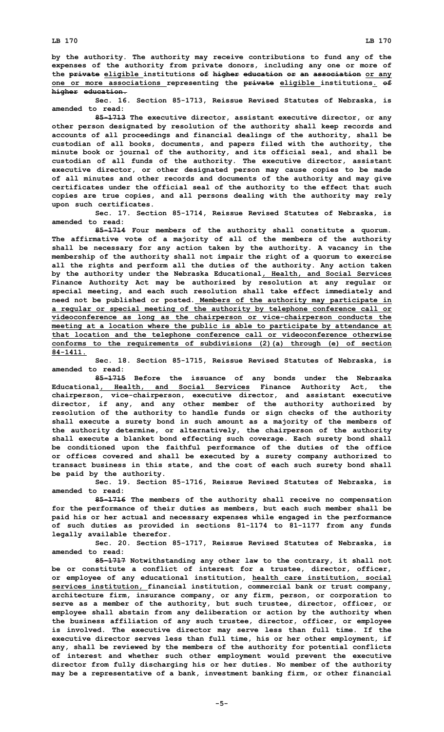**by the authority. The authority may receive contributions to fund any of the expenses of the authority from private donors, including any one or more of the private eligible institutions of higher education or an association or any one or more associations representing the private eligible institutions. of higher education.**

**Sec. 16. Section 85-1713, Reissue Revised Statutes of Nebraska, is amended to read:**

**85-1713 The executive director, assistant executive director, or any other person designated by resolution of the authority shall keep records and accounts of all proceedings and financial dealings of the authority, shall be custodian of all books, documents, and papers filed with the authority, the minute book or journal of the authority, and its official seal, and shall be custodian of all funds of the authority. The executive director, assistant executive director, or other designated person may cause copies to be made of all minutes and other records and documents of the authority and may give certificates under the official seal of the authority to the effect that such copies are true copies, and all persons dealing with the authority may rely upon such certificates.**

**Sec. 17. Section 85-1714, Reissue Revised Statutes of Nebraska, is amended to read:**

**85-1714 Four members of the authority shall constitute a quorum. The affirmative vote of a majority of all of the members of the authority shall be necessary for any action taken by the authority. A vacancy in the membership of the authority shall not impair the right of a quorum to exercise all the rights and perform all the duties of the authority. Any action taken by the authority under the Nebraska Educational, Health, and Social Services Finance Authority Act may be authorized by resolution at any regular or special meeting, and each such resolution shall take effect immediately and need not be published or posted. Members of the authority may participate in a regular or special meeting of the authority by telephone conference call or videoconference as long as the chairperson or vice-chairperson conducts the meeting at a location where the public is able to participate by attendance at that location and the telephone conference call or videoconference otherwise conforms to the requirements of subdivisions (2)(a) through (e) of section 84-1411.**

**Sec. 18. Section 85-1715, Reissue Revised Statutes of Nebraska, is amended to read:**

**85-1715 Before the issuance of any bonds under the Nebraska Educational, Health, and Social Services Finance Authority Act, the chairperson, vice-chairperson, executive director, and assistant executive director, if any, and any other member of the authority authorized by resolution of the authority to handle funds or sign checks of the authority shall execute a surety bond in such amount as a majority of the members of the authority determine, or alternatively, the chairperson of the authority shall execute a blanket bond effecting such coverage. Each surety bond shall be conditioned upon the faithful performance of the duties of the office or offices covered and shall be executed by a surety company authorized to transact business in this state, and the cost of each such surety bond shall be paid by the authority.**

**Sec. 19. Section 85-1716, Reissue Revised Statutes of Nebraska, is amended to read:**

**85-1716 The members of the authority shall receive no compensation for the performance of their duties as members, but each such member shall be paid his or her actual and necessary expenses while engaged in the performance of such duties as provided in sections 81-1174 to 81-1177 from any funds legally available therefor.**

**Sec. 20. Section 85-1717, Reissue Revised Statutes of Nebraska, is amended to read:**

**85-1717 Notwithstanding any other law to the contrary, it shall not be or constitute a conflict of interest for a trustee, director, officer, or employee of any educational institution, health care institution, social services institution, financial institution, commercial bank or trust company, architecture firm, insurance company, or any firm, person, or corporation to serve as a member of the authority, but such trustee, director, officer, or employee shall abstain from any deliberation or action by the authority when the business affiliation of any such trustee, director, officer, or employee is involved. The executive director may serve less than full time. If the executive director serves less than full time, his or her other employment, if any, shall be reviewed by the members of the authority for potential conflicts of interest and whether such other employment would prevent the executive director from fully discharging his or her duties. No member of the authority may be a representative of a bank, investment banking firm, or other financial**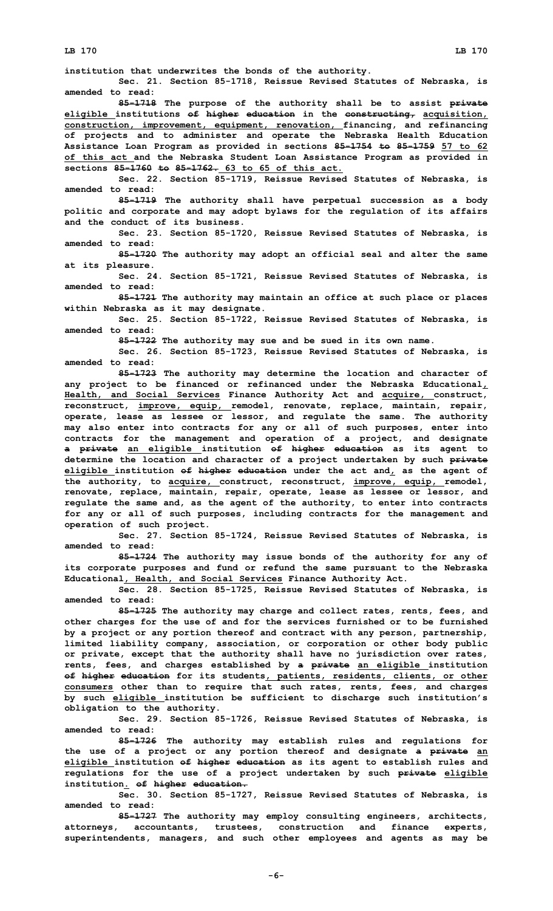institution that underwrites the bonds of the authority.

Sec. 21. Section 85-1718, Reissue Revised Statutes of Nebraska, is amended to read:

85-1718 The purpose of the authority shall be to assist private eligible institutions of higher education in the constructing, acquisition, construction, improvement, equipment, renovation, financing, and refinancing of projects and to administer and operate the Nebraska Health Education Assistance Loan Program as provided in sections 85-1754 to 85-1759 57 to 62 of this act and the Nebraska Student Loan Assistance Program as provided in sections 85-1760 to 85-1762. 63 to 65 of this act.

Sec. 22. Section 85-1719, Reissue Revised Statutes of Nebraska, is amended to read:

85-1719 The authority shall have perpetual succession as a body politic and corporate and may adopt bylaws for the regulation of its affairs and the conduct of its business.

Sec. 23. Section 85-1720, Reissue Revised Statutes of Nebraska, is amended to read:

85-1720 The authority may adopt an official seal and alter the same at its pleasure.

Sec. 24. Section 85-1721, Reissue Revised Statutes of Nebraska, is amended to read:

85-1721 The authority may maintain an office at such place or places within Nebraska as it may designate.

Sec. 25. Section 85-1722, Reissue Revised Statutes of Nebraska, is amended to read:

85-1722 The authority may sue and be sued in its own name.

Sec. 26. Section 85-1723, Reissue Revised Statutes of Nebraska, is amended to read:

85-1723 The authority may determine the location and character of any project to be financed or refinanced under the Nebraska Educational, Health, and Social Services Finance Authority Act and acquire, construct, reconstruct, improve, equip, remodel, renovate, replace, maintain, repair, operate, lease as lessee or lessor, and regulate the same. The authority may also enter into contracts for any or all of such purposes, enter into contracts for the management and operation of a project, and designate a private an eligible institution of higher education as its agent to determine the location and character of a project undertaken by such private eligible institution of higher education under the act and, as the agent of the authority, to acquire, construct, reconstruct, improve, equip, remodel, renovate, replace, maintain, repair, operate, lease as lessee or lessor, and regulate the same and, as the agent of the authority, to enter into contracts for any or all of such purposes, including contracts for the management and operation of such project.

Sec. 27. Section 85-1724, Reissue Revised Statutes of Nebraska, is amended to read:

85-1724 The authority may issue bonds of the authority for any of its corporate purposes and fund or refund the same pursuant to the Nebraska Educational, Health, and Social Services Finance Authority Act.

Sec. 28. Section 85-1725, Reissue Revised Statutes of Nebraska, is amended to read:

85-1725 The authority may charge and collect rates, rents, fees, and other charges for the use of and for the services furnished or to be furnished by a project or any portion thereof and contract with any person, partnership, limited liability company, association, or corporation or other body public or private, except that the authority shall have no jurisdiction over rates, rents, fees, and charges established by a private an eligible institution of higher education for its students, patients, residents, clients, or other consumers other than to require that such rates, rents, fees, and charges by such eligible institution be sufficient to discharge such institution's obligation to the authority.

Sec. 29. Section 85-1726, Reissue Revised Statutes of Nebraska, is amended to read:

85-1726 The authority may establish rules and regulations for the use of a project or any portion thereof and designate a private an eligible institution of higher education as its agent to establish rules and regulations for the use of a project undertaken by such private eligible institution. of higher education.

Sec. 30. Section 85-1727, Reissue Revised Statutes of Nebraska, is amended to read:

85-1727 The authority may employ consulting engineers, architects, attorneys, accountants, trustees, construction and finance experts, superintendents, managers, and such other employees and agents as may be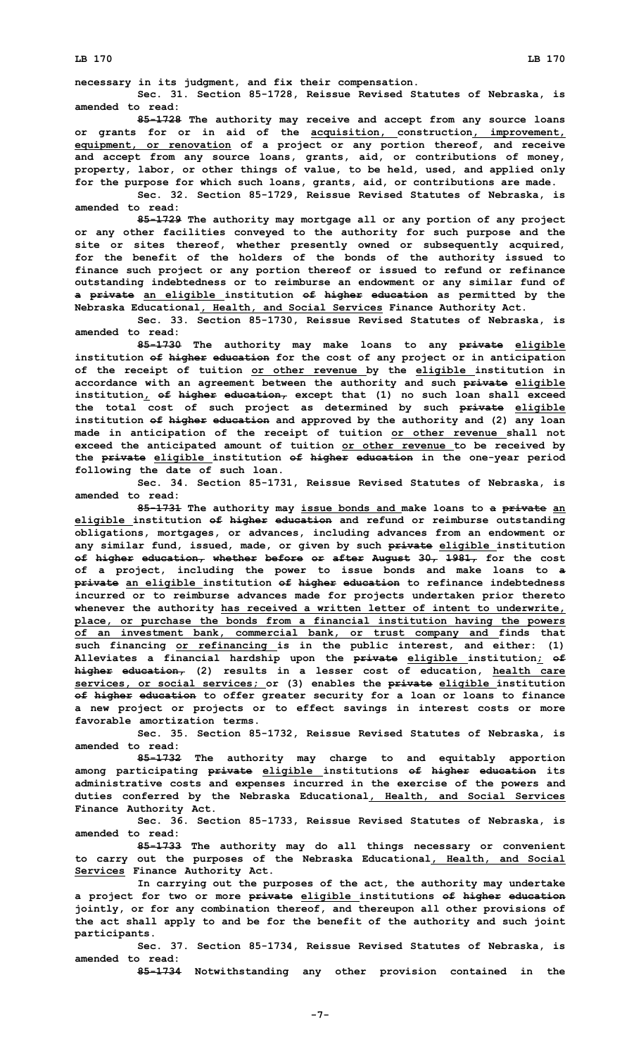necessary in its judgment, and fix their compensation.

Sec. 31. Section 85-1728, Reissue Revised Statutes of Nebraska, is amended to read:

85-1728 The authority may receive and accept from any source loans or grants for or in aid of the acquisition, construction, improvement, equipment, or renovation of a project or any portion thereof, and receive and accept from any source loans, grants, aid, or contributions of money, property, labor, or other things of value, to be held, used, and applied only for the purpose for which such loans, grants, aid, or contributions are made.

Sec. 32. Section 85-1729, Reissue Revised Statutes of Nebraska, is amended to read:

85-1729 The authority may mortgage all or any portion of any project or any other facilities conveyed to the authority for such purpose and the site or sites thereof, whether presently owned or subsequently acquired, for the benefit of the holders of the bonds of the authority issued to finance such project or any portion thereof or issued to refund or refinance outstanding indebtedness or to reimburse an endowment or any similar fund of a private an eligible institution of higher education as permitted by the Nebraska Educational, Health, and Social Services Finance Authority Act.

Sec. 33. Section 85-1730, Reissue Revised Statutes of Nebraska, is amended to read:

85-1730 The authority may make loans to any private eligible institution of higher education for the cost of any project or in anticipation of the receipt of tuition or other revenue by the eligible institution in accordance with an agreement between the authority and such private eligible institution, of higher education, except that (1) no such loan shall exceed the total cost of such project as determined by such private eligible institution of higher education and approved by the authority and (2) any loan made in anticipation of the receipt of tuition or other revenue shall not exceed the anticipated amount of tuition or other revenue to be received by the private eligible institution of higher education in the one-year period following the date of such loan.

Sec. 34. Section 85-1731, Reissue Revised Statutes of Nebraska, is amended to read:

85-1731 The authority may issue bonds and make loans to a private an eligible institution of higher education and refund or reimburse outstanding obligations, mortgages, or advances, including advances from an endowment or any similar fund, issued, made, or given by such private eligible institution of higher education, whether before or after August 30, 1981, for the cost of a project, including the power to issue bonds and make loans to a private an eligible institution of higher education to refinance indebtedness incurred or to reimburse advances made for projects undertaken prior thereto whenever the authority has received a written letter of intent to underwrite, place, or purchase the bonds from a financial institution having the powers of an investment bank, commercial bank, or trust company and finds that such financing or refinancing is in the public interest, and either: (1) Alleviates a financial hardship upon the private eligible institution; of higher education, (2) results in a lesser cost of education, health care services, or social services; or (3) enables the private eligible institution of higher education to offer greater security for a loan or loans to finance a new project or projects or to effect savings in interest costs or more favorable amortization terms.

Sec. 35. Section 85-1732, Reissue Revised Statutes of Nebraska, is amended to read:

85-1732 The authority may charge to and equitably apportion among participating private eligible institutions of higher education its administrative costs and expenses incurred in the exercise of the powers and duties conferred by the Nebraska Educational, Health, and Social Services Finance Authority Act.

Sec. 36. Section 85-1733, Reissue Revised Statutes of Nebraska, is amended to read:

85-1733 The authority may do all things necessary or convenient to carry out the purposes of the Nebraska Educational, Health, and Social Services Finance Authority Act.

In carrying out the purposes of the act, the authority may undertake a project for two or more private eligible institutions of higher education jointly, or for any combination thereof, and thereupon all other provisions of the act shall apply to and be for the benefit of the authority and such joint participants.

Sec. 37. Section 85-1734, Reissue Revised Statutes of Nebraska, is amended to read:

85-1734 Notwithstanding any other provision contained in the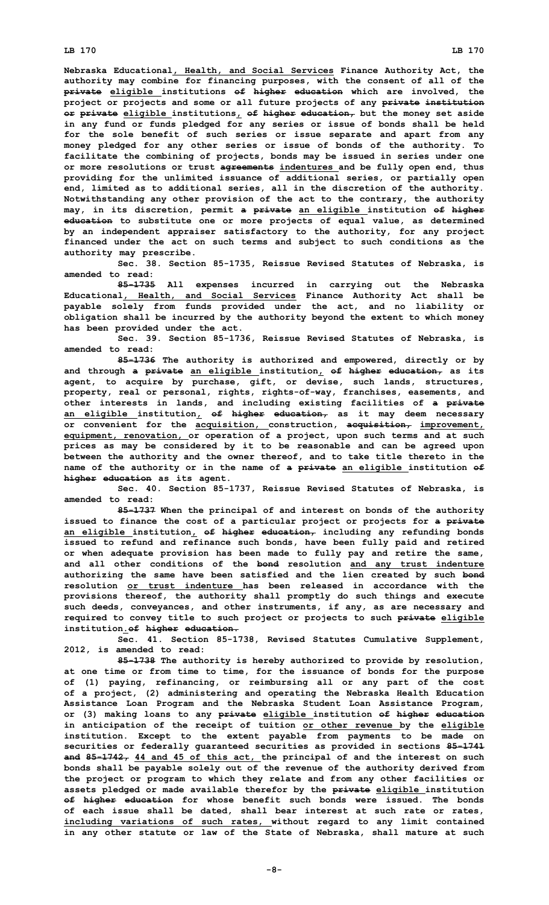**Nebraska Educational, Health, and Social Services Finance Authority Act, the authority may combine for financing purposes, with the consent of all of the private eligible institutions of higher education which are involved, the project or projects and some or all future projects of any private institution or private eligible institutions, of higher education, but the money set aside in any fund or funds pledged for any series or issue of bonds shall be held for the sole benefit of such series or issue separate and apart from any money pledged for any other series or issue of bonds of the authority. To facilitate the combining of projects, bonds may be issued in series under one or more resolutions or trust agreements indentures and be fully open end, thus providing for the unlimited issuance of additional series, or partially open end, limited as to additional series, all in the discretion of the authority. Notwithstanding any other provision of the act to the contrary, the authority may, in its discretion, permit a private an eligible institution of higher education to substitute one or more projects of equal value, as determined by an independent appraiser satisfactory to the authority, for any project financed under the act on such terms and subject to such conditions as the authority may prescribe.**

**Sec. 38. Section 85-1735, Reissue Revised Statutes of Nebraska, is amended to read:**

**85-1735 All expenses incurred in carrying out the Nebraska Educational, Health, and Social Services Finance Authority Act shall be payable solely from funds provided under the act, and no liability or obligation shall be incurred by the authority beyond the extent to which money has been provided under the act.**

**Sec. 39. Section 85-1736, Reissue Revised Statutes of Nebraska, is amended to read:**

**85-1736 The authority is authorized and empowered, directly or by and through a private an eligible institution, of higher education, as its agent, to acquire by purchase, gift, or devise, such lands, structures, property, real or personal, rights, rights-of-way, franchises, easements, and other interests in lands, and including existing facilities of a private an eligible institution, of higher education, as it may deem necessary or convenient for the acquisition, construction, acquisition, improvement, equipment, renovation, or operation of a project, upon such terms and at such prices as may be considered by it to be reasonable and can be agreed upon between the authority and the owner thereof, and to take title thereto in the name of the authority or in the name of a private an eligible institution of higher education as its agent.**

**Sec. 40. Section 85-1737, Reissue Revised Statutes of Nebraska, is amended to read:**

**85-1737 When the principal of and interest on bonds of the authority issued to finance the cost of a particular project or projects for a private an eligible institution, of higher education, including any refunding bonds issued to refund and refinance such bonds, have been fully paid and retired or when adequate provision has been made to fully pay and retire the same, and all other conditions of the bond resolution and any trust indenture authorizing the same have been satisfied and the lien created by such bond resolution or trust indenture has been released in accordance with the provisions thereof, the authority shall promptly do such things and execute such deeds, conveyances, and other instruments, if any, as are necessary and required to convey title to such project or projects to such private eligible institution.of higher education.**

**Sec. 41. Section 85-1738, Revised Statutes Cumulative Supplement, 2012, is amended to read:**

**85-1738 The authority is hereby authorized to provide by resolution, at one time or from time to time, for the issuance of bonds for the purpose of (1) paying, refinancing, or reimbursing all or any part of the cost of a project, (2) administering and operating the Nebraska Health Education Assistance Loan Program and the Nebraska Student Loan Assistance Program, or (3) making loans to any private eligible institution of higher education in anticipation of the receipt of tuition or other revenue by the eligible institution. Except to the extent payable from payments to be made on securities or federally guaranteed securities as provided in sections 85-1741 and 85-1742, 44 and 45 of this act, the principal of and the interest on such bonds shall be payable solely out of the revenue of the authority derived from the project or program to which they relate and from any other facilities or assets pledged or made available therefor by the private eligible institution of higher education for whose benefit such bonds were issued. The bonds of each issue shall be dated, shall bear interest at such rate or rates, including variations of such rates, without regard to any limit contained in any other statute or law of the State of Nebraska, shall mature at such**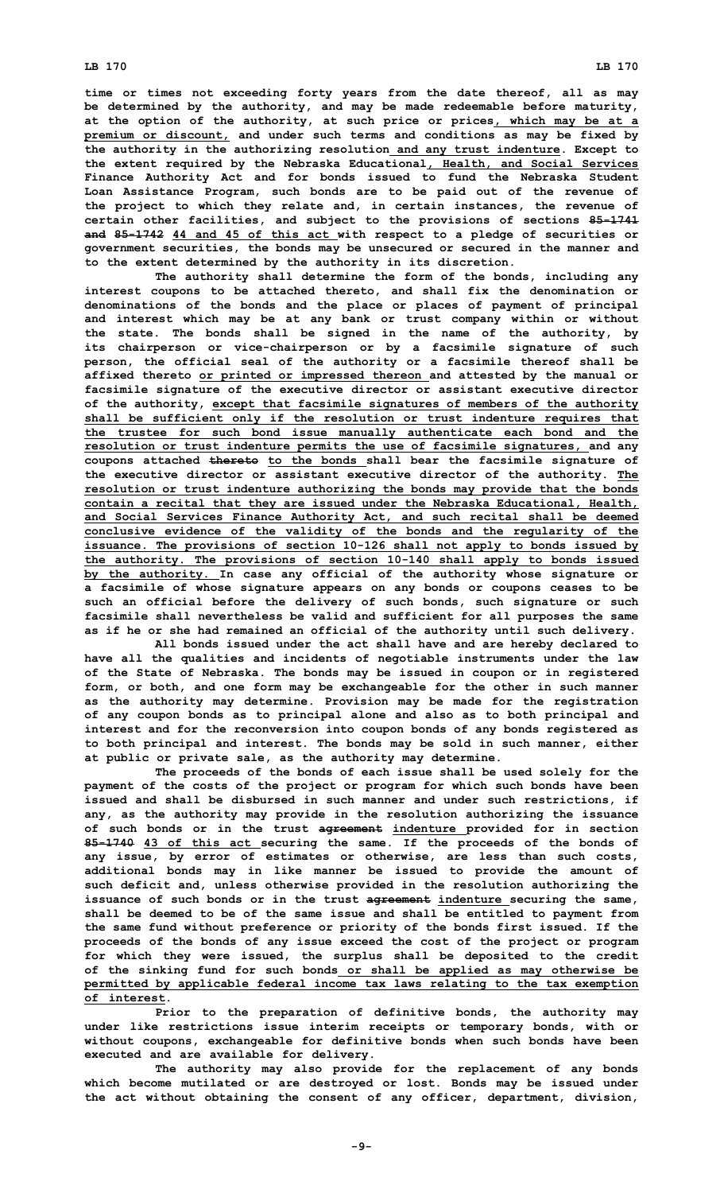time or times not exceeding forty years from the date thereof, all as may be determined by the authority, and may be made redeemable before maturity, at the option of the authority, at such price or prices, which may be at a premium or discount, and under such terms and conditions as may be fixed by the authority in the authorizing resolution and any trust indenture. Except to the extent required by the Nebraska Educational, Health, and Social Services Finance Authority Act and for bonds issued to fund the Nebraska Student Loan Assistance Program, such bonds are to be paid out of the revenue of the project to which they relate and, in certain instances, the revenue of certain other facilities, and subject to the provisions of sections ~~85-1741 and 85-1742~~ 44 and 45 of this act with respect to a pledge of securities or government securities, the bonds may be unsecured or secured in the manner and to the extent determined by the authority in its discretion.

The authority shall determine the form of the bonds, including any interest coupons to be attached thereto, and shall fix the denomination or denominations of the bonds and the place or places of payment of principal and interest which may be at any bank or trust company within or without the state. The bonds shall be signed in the name of the authority, by its chairperson or vice-chairperson or by a facsimile signature of such person, the official seal of the authority or a facsimile thereof shall be affixed thereto or printed or impressed thereon and attested by the manual or facsimile signature of the executive director or assistant executive director of the authority, except that facsimile signatures of members of the authority shall be sufficient only if the resolution or trust indenture requires that the trustee for such bond issue manually authenticate each bond and the resolution or trust indenture permits the use of facsimile signatures, and any coupons attached ~~thereto~~ to the bonds shall bear the facsimile signature of the executive director or assistant executive director of the authority. The resolution or trust indenture authorizing the bonds may provide that the bonds contain a recital that they are issued under the Nebraska Educational, Health, and Social Services Finance Authority Act, and such recital shall be deemed conclusive evidence of the validity of the bonds and the regularity of the issuance. The provisions of section 10-126 shall not apply to bonds issued by the authority. The provisions of section 10-140 shall apply to bonds issued by the authority. In case any official of the authority whose signature or a facsimile of whose signature appears on any bonds or coupons ceases to be such an official before the delivery of such bonds, such signature or such facsimile shall nevertheless be valid and sufficient for all purposes the same as if he or she had remained an official of the authority until such delivery.

All bonds issued under the act shall have and are hereby declared to have all the qualities and incidents of negotiable instruments under the law of the State of Nebraska. The bonds may be issued in coupon or in registered form, or both, and one form may be exchangeable for the other in such manner as the authority may determine. Provision may be made for the registration of any coupon bonds as to principal alone and also as to both principal and interest and for the reconversion into coupon bonds of any bonds registered as to both principal and interest. The bonds may be sold in such manner, either at public or private sale, as the authority may determine.

The proceeds of the bonds of each issue shall be used solely for the payment of the costs of the project or program for which such bonds have been issued and shall be disbursed in such manner and under such restrictions, if any, as the authority may provide in the resolution authorizing the issuance of such bonds or in the trust ~~agreement~~ indenture provided for in section ~~85-1740~~ 43 of this act securing the same. If the proceeds of the bonds of any issue, by error of estimates or otherwise, are less than such costs, additional bonds may in like manner be issued to provide the amount of such deficit and, unless otherwise provided in the resolution authorizing the issuance of such bonds or in the trust ~~agreement~~ indenture securing the same, shall be deemed to be of the same issue and shall be entitled to payment from the same fund without preference or priority of the bonds first issued. If the proceeds of the bonds of any issue exceed the cost of the project or program for which they were issued, the surplus shall be deposited to the credit of the sinking fund for such bonds or shall be applied as may otherwise be permitted by applicable federal income tax laws relating to the tax exemption of interest.

Prior to the preparation of definitive bonds, the authority may under like restrictions issue interim receipts or temporary bonds, with or without coupons, exchangeable for definitive bonds when such bonds have been executed and are available for delivery.

The authority may also provide for the replacement of any bonds which become mutilated or are destroyed or lost. Bonds may be issued under the act without obtaining the consent of any officer, department, division,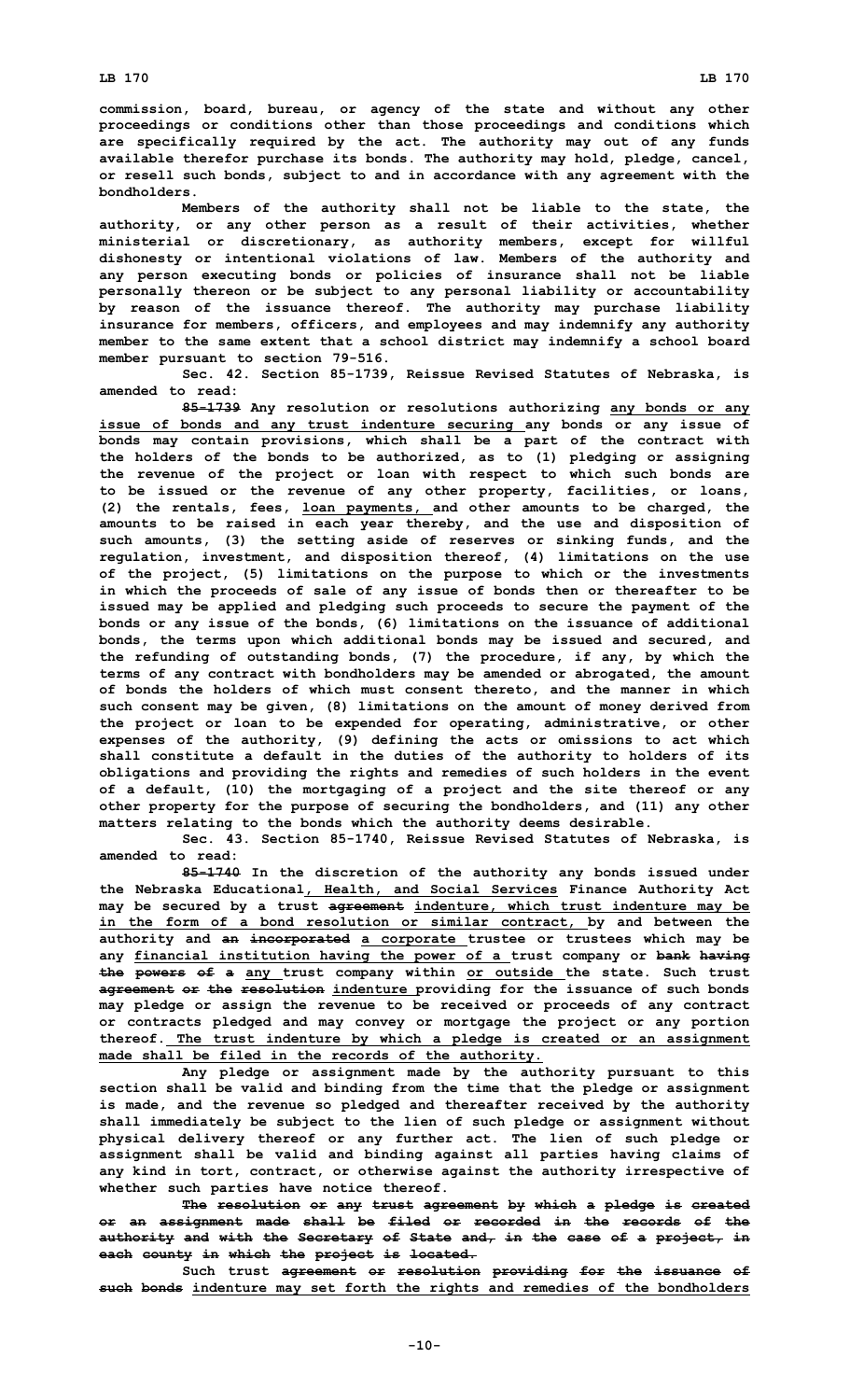**commission, board, bureau, or agency of the state and without any other proceedings or conditions other than those proceedings and conditions which are specifically required by the act. The authority may out of any funds available therefor purchase its bonds. The authority may hold, pledge, cancel, or resell such bonds, subject to and in accordance with any agreement with the bondholders.**

**Members of the authority shall not be liable to the state, the authority, or any other person as a result of their activities, whether ministerial or discretionary, as authority members, except for willful dishonesty or intentional violations of law. Members of the authority and any person executing bonds or policies of insurance shall not be liable personally thereon or be subject to any personal liability or accountability by reason of the issuance thereof. The authority may purchase liability insurance for members, officers, and employees and may indemnify any authority member to the same extent that a school district may indemnify a school board member pursuant to section 79-516.**

**Sec. 42. Section 85-1739, Reissue Revised Statutes of Nebraska, is amended to read:**

**~~85-1739~~ Any resolution or resolutions authorizing <u>any bonds or any issue of bonds and any trust indenture securing</u> any bonds or any issue of bonds may contain provisions, which shall be a part of the contract with the holders of the bonds to be authorized, as to (1) pledging or assigning the revenue of the project or loan with respect to which such bonds are to be issued or the revenue of any other property, facilities, or loans, (2) the rentals, fees, <u>loan payments,</u> and other amounts to be charged, the amounts to be raised in each year thereby, and the use and disposition of such amounts, (3) the setting aside of reserves or sinking funds, and the regulation, investment, and disposition thereof, (4) limitations on the use of the project, (5) limitations on the purpose to which or the investments in which the proceeds of sale of any issue of bonds then or thereafter to be issued may be applied and pledging such proceeds to secure the payment of the bonds or any issue of the bonds, (6) limitations on the issuance of additional bonds, the terms upon which additional bonds may be issued and secured, and the refunding of outstanding bonds, (7) the procedure, if any, by which the terms of any contract with bondholders may be amended or abrogated, the amount of bonds the holders of which must consent thereto, and the manner in which such consent may be given, (8) limitations on the amount of money derived from the project or loan to be expended for operating, administrative, or other expenses of the authority, (9) defining the acts or omissions to act which shall constitute a default in the duties of the authority to holders of its obligations and providing the rights and remedies of such holders in the event of a default, (10) the mortgaging of a project and the site thereof or any other property for the purpose of securing the bondholders, and (11) any other matters relating to the bonds which the authority deems desirable.**

**Sec. 43. Section 85-1740, Reissue Revised Statutes of Nebraska, is amended to read:**

**~~85-1740~~ In the discretion of the authority any bonds issued under the Nebraska Educational<u>, Health, and Social Services</u> Finance Authority Act may be secured by a trust ~~agreement~~ <u>indenture, which trust indenture may be in the form of a bond resolution or similar contract,</u> by and between the authority and ~~an incorporated~~ <u>a corporate</u> trustee or trustees which may be any <u>financial institution having the power of a</u> trust company or ~~bank having the powers of a~~ <u>any</u> trust company within <u>or outside</u> the state. Such trust ~~agreement or the resolution~~ <u>indenture</u> providing for the issuance of such bonds may pledge or assign the revenue to be received or proceeds of any contract or contracts pledged and may convey or mortgage the project or any portion thereof.<u> The trust indenture by which a pledge is created or an assignment made shall be filed in the records of the authority.</u>**

**Any pledge or assignment made by the authority pursuant to this section shall be valid and binding from the time that the pledge or assignment is made, and the revenue so pledged and thereafter received by the authority shall immediately be subject to the lien of such pledge or assignment without physical delivery thereof or any further act. The lien of such pledge or assignment shall be valid and binding against all parties having claims of any kind in tort, contract, or otherwise against the authority irrespective of whether such parties have notice thereof.**

**~~The resolution or any trust agreement by which a pledge is created or an assignment made shall be filed or recorded in the records of the authority and with the Secretary of State and, in the case of a project, in each county in which the project is located.~~**

**Such trust ~~agreement or resolution providing for the issuance of such bonds~~ <u>indenture may set forth the rights and remedies of the bondholders</u>**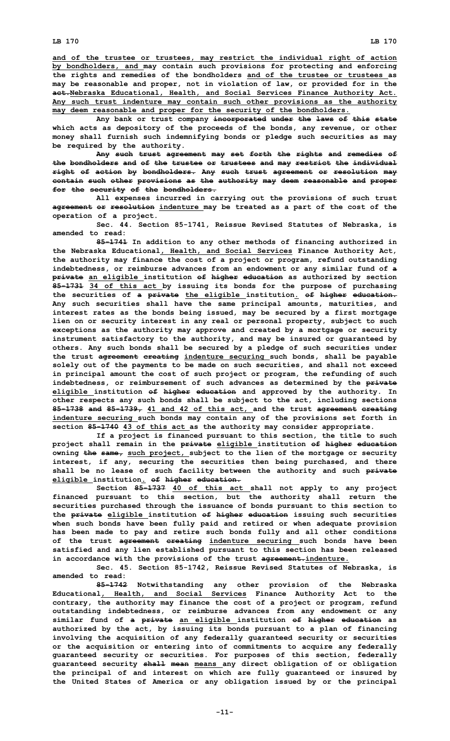and of the trustee or trustees, may restrict the individual right of action by bondholders, and may contain such provisions for protecting and enforcing the rights and remedies of the bondholders and of the trustee or trustees as may be reasonable and proper, not in violation of law, or provided for in the act.Nebraska Educational, Health, and Social Services Finance Authority Act. Any such trust indenture may contain such other provisions as the authority may deem reasonable and proper for the security of the bondholders.

Any bank or trust company incorporated under the laws of this state which acts as depository of the proceeds of the bonds, any revenue, or other money shall furnish such indemnifying bonds or pledge such securities as may be required by the authority.

Any such trust agreement may set forth the rights and remedies of the bondholders and of the trustee or trustees and may restrict the individual right of action by bondholders. Any such trust agreement or resolution may contain such other provisions as the authority may deem reasonable and proper for the security of the bondholders.

All expenses incurred in carrying out the provisions of such trust agreement or resolution indenture may be treated as a part of the cost of the operation of a project.

Sec. 44. Section 85-1741, Reissue Revised Statutes of Nebraska, is amended to read:

85-1741 In addition to any other methods of financing authorized in the Nebraska Educational, Health, and Social Services Finance Authority Act, the authority may finance the cost of a project or program, refund outstanding indebtedness, or reimburse advances from an endowment or any similar fund of a private an eligible institution of higher education as authorized by section 85-1731 34 of this act by issuing its bonds for the purpose of purchasing the securities of a private the eligible institution. of higher education. Any such securities shall have the same principal amounts, maturities, and interest rates as the bonds being issued, may be secured by a first mortgage lien on or security interest in any real or personal property, subject to such exceptions as the authority may approve and created by a mortgage or security instrument satisfactory to the authority, and may be insured or guaranteed by others. Any such bonds shall be secured by a pledge of such securities under the trust agreement creating indenture securing such bonds, shall be payable solely out of the payments to be made on such securities, and shall not exceed in principal amount the cost of such project or program, the refunding of such indebtedness, or reimbursement of such advances as determined by the private eligible institution of higher education and approved by the authority. In other respects any such bonds shall be subject to the act, including sections 85-1738 and 85-1739, 41 and 42 of this act, and the trust agreement creating indenture securing such bonds may contain any of the provisions set forth in section 85-1740 43 of this act as the authority may consider appropriate.

If a project is financed pursuant to this section, the title to such project shall remain in the private eligible institution of higher education owning the same, such project, subject to the lien of the mortgage or security interest, if any, securing the securities then being purchased, and there shall be no lease of such facility between the authority and such private eligible institution. of higher education.

Section 85-1737 40 of this act shall not apply to any project financed pursuant to this section, but the authority shall return the securities purchased through the issuance of bonds pursuant to this section to the private eligible institution of higher education issuing such securities when such bonds have been fully paid and retired or when adequate provision has been made to pay and retire such bonds fully and all other conditions of the trust agreement creating indenture securing such bonds have been satisfied and any lien established pursuant to this section has been released in accordance with the provisions of the trust agreement.indenture.

Sec. 45. Section 85-1742, Reissue Revised Statutes of Nebraska, is amended to read:

85-1742 Notwithstanding any other provision of the Nebraska Educational, Health, and Social Services Finance Authority Act to the contrary, the authority may finance the cost of a project or program, refund outstanding indebtedness, or reimburse advances from any endowment or any similar fund of a private an eligible institution of higher education as authorized by the act, by issuing its bonds pursuant to a plan of financing involving the acquisition of any federally guaranteed security or securities or the acquisition or entering into of commitments to acquire any federally guaranteed security or securities. For purposes of this section, federally guaranteed security shall mean means any direct obligation of or obligation the principal of and interest on which are fully guaranteed or insured by the United States of America or any obligation issued by or the principal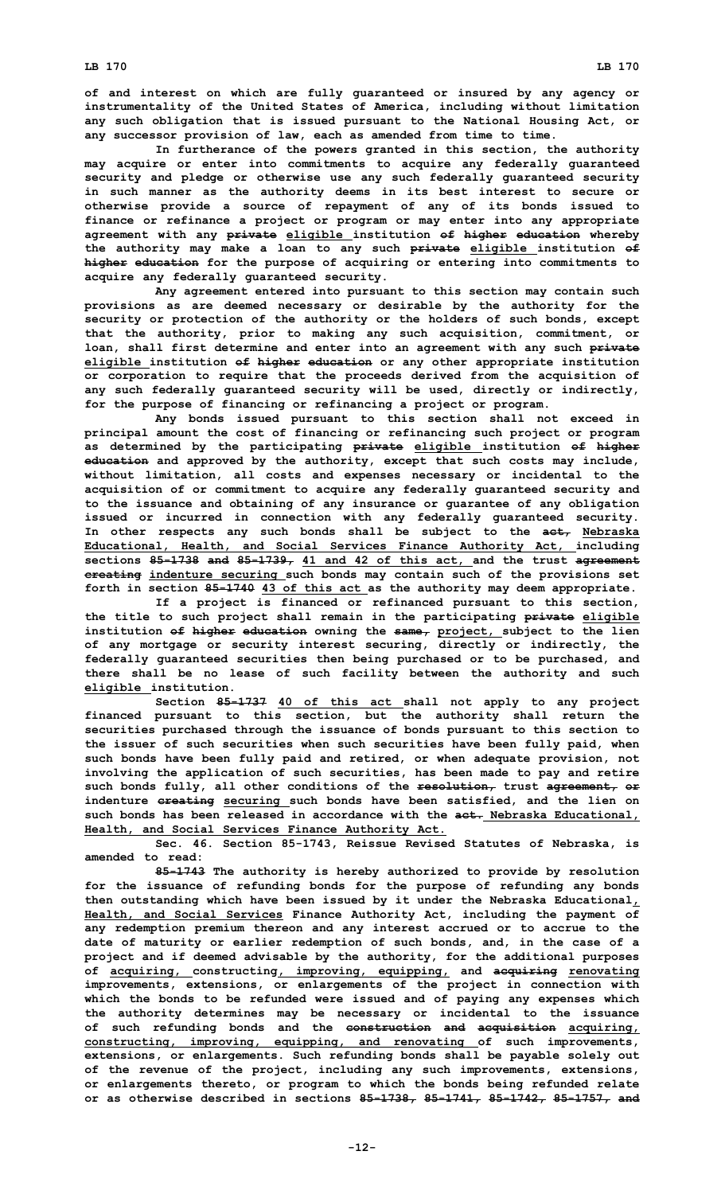of and interest on which are fully guaranteed or insured by any agency or instrumentality of the United States of America, including without limitation any such obligation that is issued pursuant to the National Housing Act, or any successor provision of law, each as amended from time to time.

In furtherance of the powers granted in this section, the authority may acquire or enter into commitments to acquire any federally guaranteed security and pledge or otherwise use any such federally guaranteed security in such manner as the authority deems in its best interest to secure or otherwise provide a source of repayment of any of its bonds issued to finance or refinance a project or program or may enter into any appropriate agreement with any ~~private~~ eligible institution ~~of higher education~~ whereby the authority may make a loan to any such ~~private~~ eligible institution ~~of higher education~~ for the purpose of acquiring or entering into commitments to acquire any federally guaranteed security.

Any agreement entered into pursuant to this section may contain such provisions as are deemed necessary or desirable by the authority for the security or protection of the authority or the holders of such bonds, except that the authority, prior to making any such acquisition, commitment, or loan, shall first determine and enter into an agreement with any such ~~private~~ eligible institution ~~of higher education~~ or any other appropriate institution or corporation to require that the proceeds derived from the acquisition of any such federally guaranteed security will be used, directly or indirectly, for the purpose of financing or refinancing a project or program.

Any bonds issued pursuant to this section shall not exceed in principal amount the cost of financing or refinancing such project or program as determined by the participating ~~private~~ eligible institution ~~of higher education~~ and approved by the authority, except that such costs may include, without limitation, all costs and expenses necessary or incidental to the acquisition of or commitment to acquire any federally guaranteed security and to the issuance and obtaining of any insurance or guarantee of any obligation issued or incurred in connection with any federally guaranteed security. In other respects any such bonds shall be subject to the ~~act,~~ Nebraska Educational, Health, and Social Services Finance Authority Act, including sections ~~85-1738 and 85-1739,~~ 41 and 42 of this act, and the trust ~~agreement creating~~ indenture securing such bonds may contain such of the provisions set forth in section ~~85-1740~~ 43 of this act as the authority may deem appropriate.

If a project is financed or refinanced pursuant to this section, the title to such project shall remain in the participating ~~private~~ eligible institution ~~of higher education~~ owning the ~~same,~~ project, subject to the lien of any mortgage or security interest securing, directly or indirectly, the federally guaranteed securities then being purchased or to be purchased, and there shall be no lease of such facility between the authority and such eligible institution.

Section ~~85-1737~~ 40 of this act shall not apply to any project financed pursuant to this section, but the authority shall return the securities purchased through the issuance of bonds pursuant to this section to the issuer of such securities when such securities have been fully paid, when such bonds have been fully paid and retired, or when adequate provision, not involving the application of such securities, has been made to pay and retire such bonds fully, all other conditions of the ~~resolution,~~ trust ~~agreement, or~~ indenture ~~creating~~ securing such bonds have been satisfied, and the lien on such bonds has been released in accordance with the ~~act.~~ Nebraska Educational, Health, and Social Services Finance Authority Act.

Sec. 46. Section 85-1743, Reissue Revised Statutes of Nebraska, is amended to read:

~~85-1743~~ The authority is hereby authorized to provide by resolution for the issuance of refunding bonds for the purpose of refunding any bonds then outstanding which have been issued by it under the Nebraska Educational, Health, and Social Services Finance Authority Act, including the payment of any redemption premium thereon and any interest accrued or to accrue to the date of maturity or earlier redemption of such bonds, and, in the case of a project and if deemed advisable by the authority, for the additional purposes of acquiring, constructing, improving, equipping, and ~~acquiring~~ renovating improvements, extensions, or enlargements of the project in connection with which the bonds to be refunded were issued and of paying any expenses which the authority determines may be necessary or incidental to the issuance of such refunding bonds and the ~~construction and acquisition~~ acquiring, constructing, improving, equipping, and renovating of such improvements, extensions, or enlargements. Such refunding bonds shall be payable solely out of the revenue of the project, including any such improvements, extensions, or enlargements thereto, or program to which the bonds being refunded relate or as otherwise described in sections ~~85-1738, 85-1741, 85-1742, 85-1757, and~~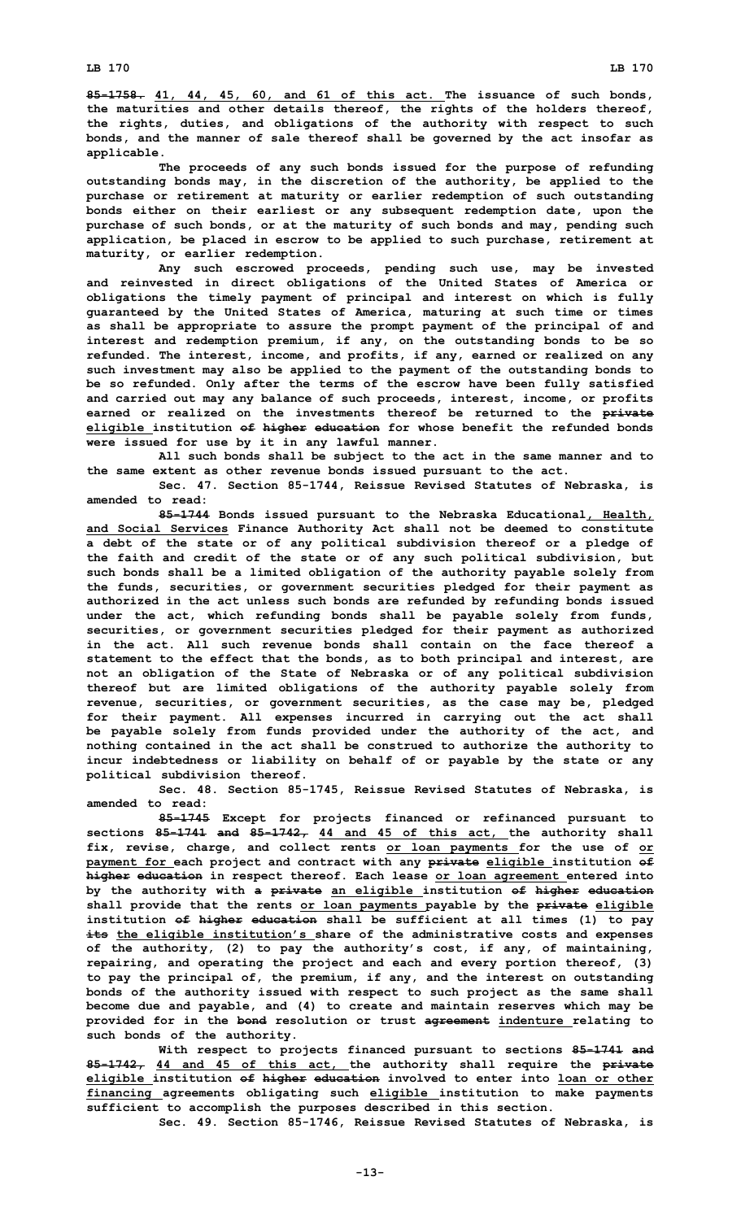85-1758. 41, 44, 45, 60, and 61 of this act. The issuance of such bonds, the maturities and other details thereof, the rights of the holders thereof, the rights, duties, and obligations of the authority with respect to such bonds, and the manner of sale thereof shall be governed by the act insofar as applicable.

The proceeds of any such bonds issued for the purpose of refunding outstanding bonds may, in the discretion of the authority, be applied to the purchase or retirement at maturity or earlier redemption of such outstanding bonds either on their earliest or any subsequent redemption date, upon the purchase of such bonds, or at the maturity of such bonds and may, pending such application, be placed in escrow to be applied to such purchase, retirement at maturity, or earlier redemption.

Any such escrowed proceeds, pending such use, may be invested and reinvested in direct obligations of the United States of America or obligations the timely payment of principal and interest on which is fully guaranteed by the United States of America, maturing at such time or times as shall be appropriate to assure the prompt payment of the principal of and interest and redemption premium, if any, on the outstanding bonds to be so refunded. The interest, income, and profits, if any, earned or realized on any such investment may also be applied to the payment of the outstanding bonds to be so refunded. Only after the terms of the escrow have been fully satisfied and carried out may any balance of such proceeds, interest, income, or profits earned or realized on the investments thereof be returned to the private eligible institution of higher education for whose benefit the refunded bonds were issued for use by it in any lawful manner.

All such bonds shall be subject to the act in the same manner and to the same extent as other revenue bonds issued pursuant to the act.

Sec. 47. Section 85-1744, Reissue Revised Statutes of Nebraska, is amended to read:

85-1744 Bonds issued pursuant to the Nebraska Educational, Health, and Social Services Finance Authority Act shall not be deemed to constitute a debt of the state or of any political subdivision thereof or a pledge of the faith and credit of the state or of any such political subdivision, but such bonds shall be a limited obligation of the authority payable solely from the funds, securities, or government securities pledged for their payment as authorized in the act unless such bonds are refunded by refunding bonds issued under the act, which refunding bonds shall be payable solely from funds, securities, or government securities pledged for their payment as authorized in the act. All such revenue bonds shall contain on the face thereof a statement to the effect that the bonds, as to both principal and interest, are not an obligation of the State of Nebraska or of any political subdivision thereof but are limited obligations of the authority payable solely from revenue, securities, or government securities, as the case may be, pledged for their payment. All expenses incurred in carrying out the act shall be payable solely from funds provided under the authority of the act, and nothing contained in the act shall be construed to authorize the authority to incur indebtedness or liability on behalf of or payable by the state or any political subdivision thereof.

Sec. 48. Section 85-1745, Reissue Revised Statutes of Nebraska, is amended to read:

85-1745 Except for projects financed or refinanced pursuant to sections 85-1741 and 85-1742, 44 and 45 of this act, the authority shall fix, revise, charge, and collect rents or loan payments for the use of or payment for each project and contract with any private eligible institution of higher education in respect thereof. Each lease or loan agreement entered into by the authority with a private an eligible institution of higher education shall provide that the rents or loan payments payable by the private eligible institution of higher education shall be sufficient at all times (1) to pay its the eligible institution's share of the administrative costs and expenses of the authority, (2) to pay the authority's cost, if any, of maintaining, repairing, and operating the project and each and every portion thereof, (3) to pay the principal of, the premium, if any, and the interest on outstanding bonds of the authority issued with respect to such project as the same shall become due and payable, and (4) to create and maintain reserves which may be provided for in the bond resolution or trust agreement indenture relating to such bonds of the authority.

With respect to projects financed pursuant to sections 85-1741 and 85-1742, 44 and 45 of this act, the authority shall require the private eligible institution of higher education involved to enter into loan or other financing agreements obligating such eligible institution to make payments sufficient to accomplish the purposes described in this section.

Sec. 49. Section 85-1746, Reissue Revised Statutes of Nebraska, is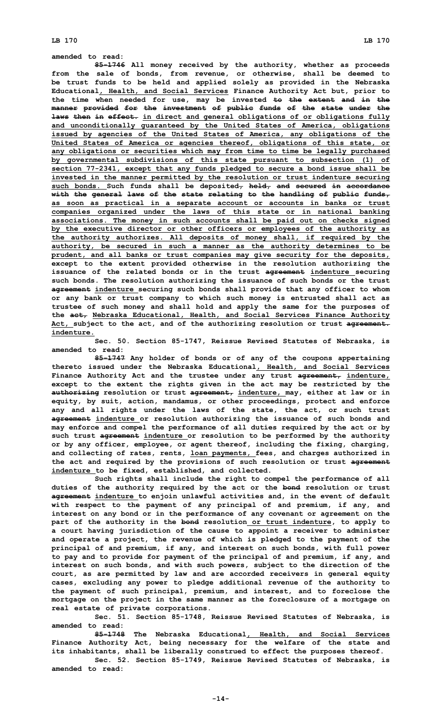amended to read:

85-1746 All money received by the authority, whether as proceeds from the sale of bonds, from revenue, or otherwise, shall be deemed to be trust funds to be held and applied solely as provided in the Nebraska Educational, Health, and Social Services Finance Authority Act but, prior to the time when needed for use, may be invested to the extent and in the manner provided for the investment of public funds of the state under the laws then in effect. in direct and general obligations of or obligations fully and unconditionally guaranteed by the United States of America, obligations issued by agencies of the United States of America, any obligations of the United States of America or agencies thereof, obligations of this state, or any obligations or securities which may from time to time be legally purchased by governmental subdivisions of this state pursuant to subsection (1) of section 77-2341, except that any funds pledged to secure a bond issue shall be invested in the manner permitted by the resolution or trust indenture securing such bonds. Such funds shall be deposited, held, and secured in accordance with the general laws of the state relating to the handling of public funds, as soon as practical in a separate account or accounts in banks or trust companies organized under the laws of this state or in national banking associations. The money in such accounts shall be paid out on checks signed by the executive director or other officers or employees of the authority as the authority authorizes. All deposits of money shall, if required by the authority, be secured in such a manner as the authority determines to be prudent, and all banks or trust companies may give security for the deposits, except to the extent provided otherwise in the resolution authorizing the issuance of the related bonds or in the trust agreement indenture securing such bonds. The resolution authorizing the issuance of such bonds or the trust agreement indenture securing such bonds shall provide that any officer to whom or any bank or trust company to which such money is entrusted shall act as trustee of such money and shall hold and apply the same for the purposes of the act, Nebraska Educational, Health, and Social Services Finance Authority Act, subject to the act, and of the authorizing resolution or trust agreement. indenture.

Sec. 50. Section 85-1747, Reissue Revised Statutes of Nebraska, is amended to read:

85-1747 Any holder of bonds or of any of the coupons appertaining thereto issued under the Nebraska Educational, Health, and Social Services Finance Authority Act and the trustee under any trust agreement, indenture, except to the extent the rights given in the act may be restricted by the authorizing resolution or trust agreement, indenture, may, either at law or in equity, by suit, action, mandamus, or other proceedings, protect and enforce any and all rights under the laws of the state, the act, or such trust agreement indenture or resolution authorizing the issuance of such bonds and may enforce and compel the performance of all duties required by the act or by such trust agreement indenture or resolution to be performed by the authority or by any officer, employee, or agent thereof, including the fixing, charging, and collecting of rates, rents, loan payments, fees, and charges authorized in the act and required by the provisions of such resolution or trust agreement indenture to be fixed, established, and collected.

Such rights shall include the right to compel the performance of all duties of the authority required by the act or the bond resolution or trust agreement indenture to enjoin unlawful activities and, in the event of default with respect to the payment of any principal of and premium, if any, and interest on any bond or in the performance of any covenant or agreement on the part of the authority in the bond resolution or trust indenture, to apply to a court having jurisdiction of the cause to appoint a receiver to administer and operate a project, the revenue of which is pledged to the payment of the principal of and premium, if any, and interest on such bonds, with full power to pay and to provide for payment of the principal of and premium, if any, and interest on such bonds, and with such powers, subject to the direction of the court, as are permitted by law and are accorded receivers in general equity cases, excluding any power to pledge additional revenue of the authority to the payment of such principal, premium, and interest, and to foreclose the mortgage on the project in the same manner as the foreclosure of a mortgage on real estate of private corporations.

Sec. 51. Section 85-1748, Reissue Revised Statutes of Nebraska, is amended to read:

85-1748 The Nebraska Educational, Health, and Social Services Finance Authority Act, being necessary for the welfare of the state and its inhabitants, shall be liberally construed to effect the purposes thereof.

Sec. 52. Section 85-1749, Reissue Revised Statutes of Nebraska, is amended to read: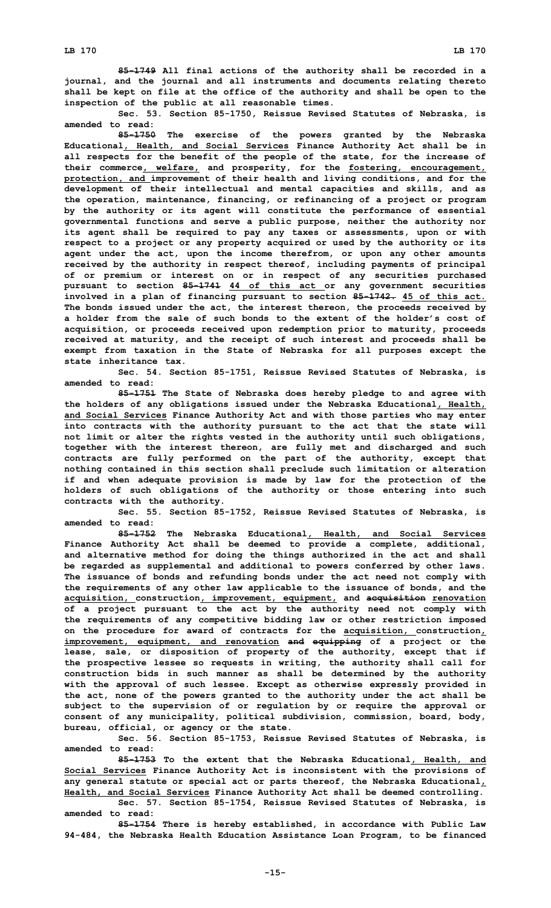85-1749 All final actions of the authority shall be recorded in a journal, and the journal and all instruments and documents relating thereto shall be kept on file at the office of the authority and shall be open to the inspection of the public at all reasonable times.

Sec. 53. Section 85-1750, Reissue Revised Statutes of Nebraska, is amended to read:

85-1750 The exercise of the powers granted by the Nebraska Educational, Health, and Social Services Finance Authority Act shall be in all respects for the benefit of the people of the state, for the increase of their commerce, welfare, and prosperity, for the fostering, encouragement, protection, and improvement of their health and living conditions, and for the development of their intellectual and mental capacities and skills, and as the operation, maintenance, financing, or refinancing of a project or program by the authority or its agent will constitute the performance of essential governmental functions and serve a public purpose, neither the authority nor its agent shall be required to pay any taxes or assessments, upon or with respect to a project or any property acquired or used by the authority or its agent under the act, upon the income therefrom, or upon any other amounts received by the authority in respect thereof, including payments of principal of or premium or interest on or in respect of any securities purchased pursuant to section 85-1741 44 of this act or any government securities involved in a plan of financing pursuant to section 85-1742. 45 of this act. The bonds issued under the act, the interest thereon, the proceeds received by a holder from the sale of such bonds to the extent of the holder's cost of acquisition, or proceeds received upon redemption prior to maturity, proceeds received at maturity, and the receipt of such interest and proceeds shall be exempt from taxation in the State of Nebraska for all purposes except the state inheritance tax.

Sec. 54. Section 85-1751, Reissue Revised Statutes of Nebraska, is amended to read:

85-1751 The State of Nebraska does hereby pledge to and agree with the holders of any obligations issued under the Nebraska Educational, Health, and Social Services Finance Authority Act and with those parties who may enter into contracts with the authority pursuant to the act that the state will not limit or alter the rights vested in the authority until such obligations, together with the interest thereon, are fully met and discharged and such contracts are fully performed on the part of the authority, except that nothing contained in this section shall preclude such limitation or alteration if and when adequate provision is made by law for the protection of the holders of such obligations of the authority or those entering into such contracts with the authority.

Sec. 55. Section 85-1752, Reissue Revised Statutes of Nebraska, is amended to read:

85-1752 The Nebraska Educational, Health, and Social Services Finance Authority Act shall be deemed to provide a complete, additional, and alternative method for doing the things authorized in the act and shall be regarded as supplemental and additional to powers conferred by other laws. The issuance of bonds and refunding bonds under the act need not comply with the requirements of any other law applicable to the issuance of bonds, and the acquisition, construction, improvement, equipment, and acquisition renovation of a project pursuant to the act by the authority need not comply with the requirements of any competitive bidding law or other restriction imposed on the procedure for award of contracts for the acquisition, construction, improvement, equipment, and renovation and equipping of a project or the lease, sale, or disposition of property of the authority, except that if the prospective lessee so requests in writing, the authority shall call for construction bids in such manner as shall be determined by the authority with the approval of such lessee. Except as otherwise expressly provided in the act, none of the powers granted to the authority under the act shall be subject to the supervision of or regulation by or require the approval or consent of any municipality, political subdivision, commission, board, body, bureau, official, or agency or the state.

Sec. 56. Section 85-1753, Reissue Revised Statutes of Nebraska, is amended to read:

85-1753 To the extent that the Nebraska Educational, Health, and Social Services Finance Authority Act is inconsistent with the provisions of any general statute or special act or parts thereof, the Nebraska Educational, Health, and Social Services Finance Authority Act shall be deemed controlling.

Sec. 57. Section 85-1754, Reissue Revised Statutes of Nebraska, is amended to read:

85-1754 There is hereby established, in accordance with Public Law 94-484, the Nebraska Health Education Assistance Loan Program, to be financed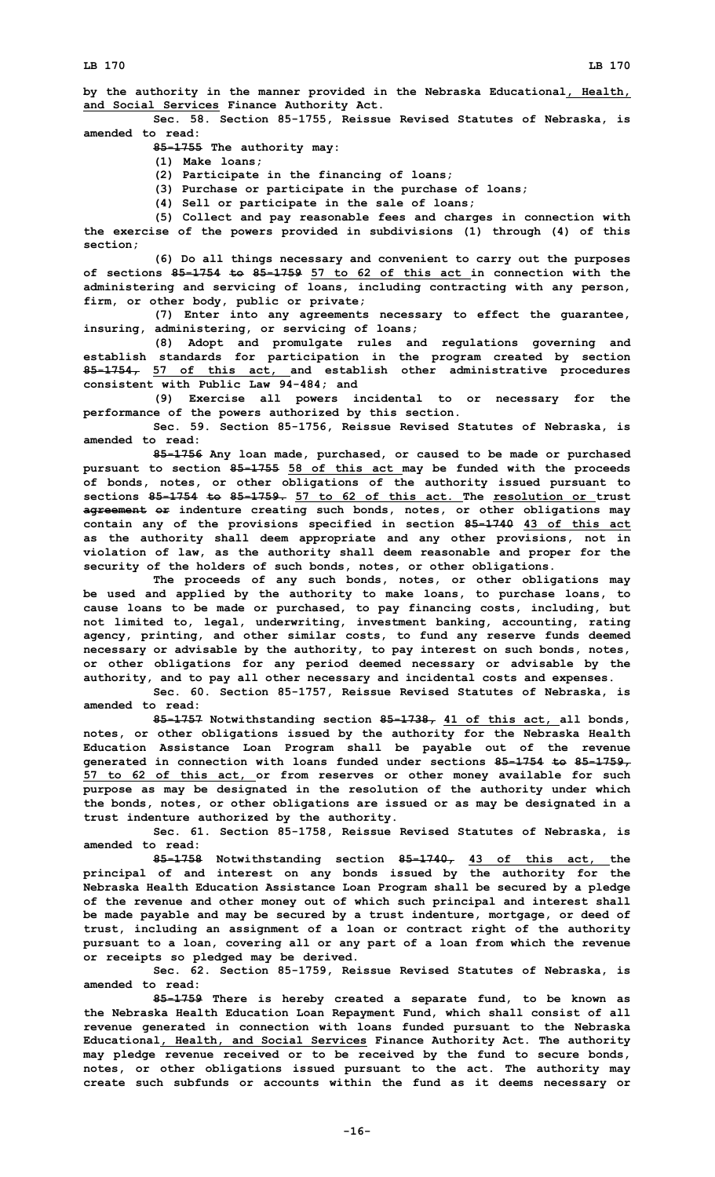by the authority in the manner provided in the Nebraska Educational, Health, and Social Services Finance Authority Act.

Sec. 58. Section 85-1755, Reissue Revised Statutes of Nebraska, is amended to read:

85-1755 The authority may:

(1) Make loans;

(2) Participate in the financing of loans;

(3) Purchase or participate in the purchase of loans;

(4) Sell or participate in the sale of loans;

(5) Collect and pay reasonable fees and charges in connection with the exercise of the powers provided in subdivisions (1) through (4) of this section;

(6) Do all things necessary and convenient to carry out the purposes of sections 85-1754 to 85-1759 57 to 62 of this act in connection with the administering and servicing of loans, including contracting with any person, firm, or other body, public or private;

(7) Enter into any agreements necessary to effect the guarantee, insuring, administering, or servicing of loans;

(8) Adopt and promulgate rules and regulations governing and establish standards for participation in the program created by section 85-1754, 57 of this act, and establish other administrative procedures consistent with Public Law 94-484; and

(9) Exercise all powers incidental to or necessary for the performance of the powers authorized by this section.

Sec. 59. Section 85-1756, Reissue Revised Statutes of Nebraska, is amended to read:

85-1756 Any loan made, purchased, or caused to be made or purchased pursuant to section 85-1755 58 of this act may be funded with the proceeds of bonds, notes, or other obligations of the authority issued pursuant to sections 85-1754 to 85-1759. 57 to 62 of this act. The resolution or trust agreement or indenture creating such bonds, notes, or other obligations may contain any of the provisions specified in section 85-1740 43 of this act as the authority shall deem appropriate and any other provisions, not in violation of law, as the authority shall deem reasonable and proper for the security of the holders of such bonds, notes, or other obligations.

The proceeds of any such bonds, notes, or other obligations may be used and applied by the authority to make loans, to purchase loans, to cause loans to be made or purchased, to pay financing costs, including, but not limited to, legal, underwriting, investment banking, accounting, rating agency, printing, and other similar costs, to fund any reserve funds deemed necessary or advisable by the authority, to pay interest on such bonds, notes, or other obligations for any period deemed necessary or advisable by the authority, and to pay all other necessary and incidental costs and expenses.

Sec. 60. Section 85-1757, Reissue Revised Statutes of Nebraska, is amended to read:

85-1757 Notwithstanding section 85-1738, 41 of this act, all bonds, notes, or other obligations issued by the authority for the Nebraska Health Education Assistance Loan Program shall be payable out of the revenue generated in connection with loans funded under sections 85-1754 to 85-1759, 57 to 62 of this act, or from reserves or other money available for such purpose as may be designated in the resolution of the authority under which the bonds, notes, or other obligations are issued or as may be designated in a trust indenture authorized by the authority.

Sec. 61. Section 85-1758, Reissue Revised Statutes of Nebraska, is amended to read:

85-1758 Notwithstanding section 85-1740, 43 of this act, the principal of and interest on any bonds issued by the authority for the Nebraska Health Education Assistance Loan Program shall be secured by a pledge of the revenue and other money out of which such principal and interest shall be made payable and may be secured by a trust indenture, mortgage, or deed of trust, including an assignment of a loan or contract right of the authority pursuant to a loan, covering all or any part of a loan from which the revenue or receipts so pledged may be derived.

Sec. 62. Section 85-1759, Reissue Revised Statutes of Nebraska, is amended to read:

85-1759 There is hereby created a separate fund, to be known as the Nebraska Health Education Loan Repayment Fund, which shall consist of all revenue generated in connection with loans funded pursuant to the Nebraska Educational, Health, and Social Services Finance Authority Act. The authority may pledge revenue received or to be received by the fund to secure bonds, notes, or other obligations issued pursuant to the act. The authority may create such subfunds or accounts within the fund as it deems necessary or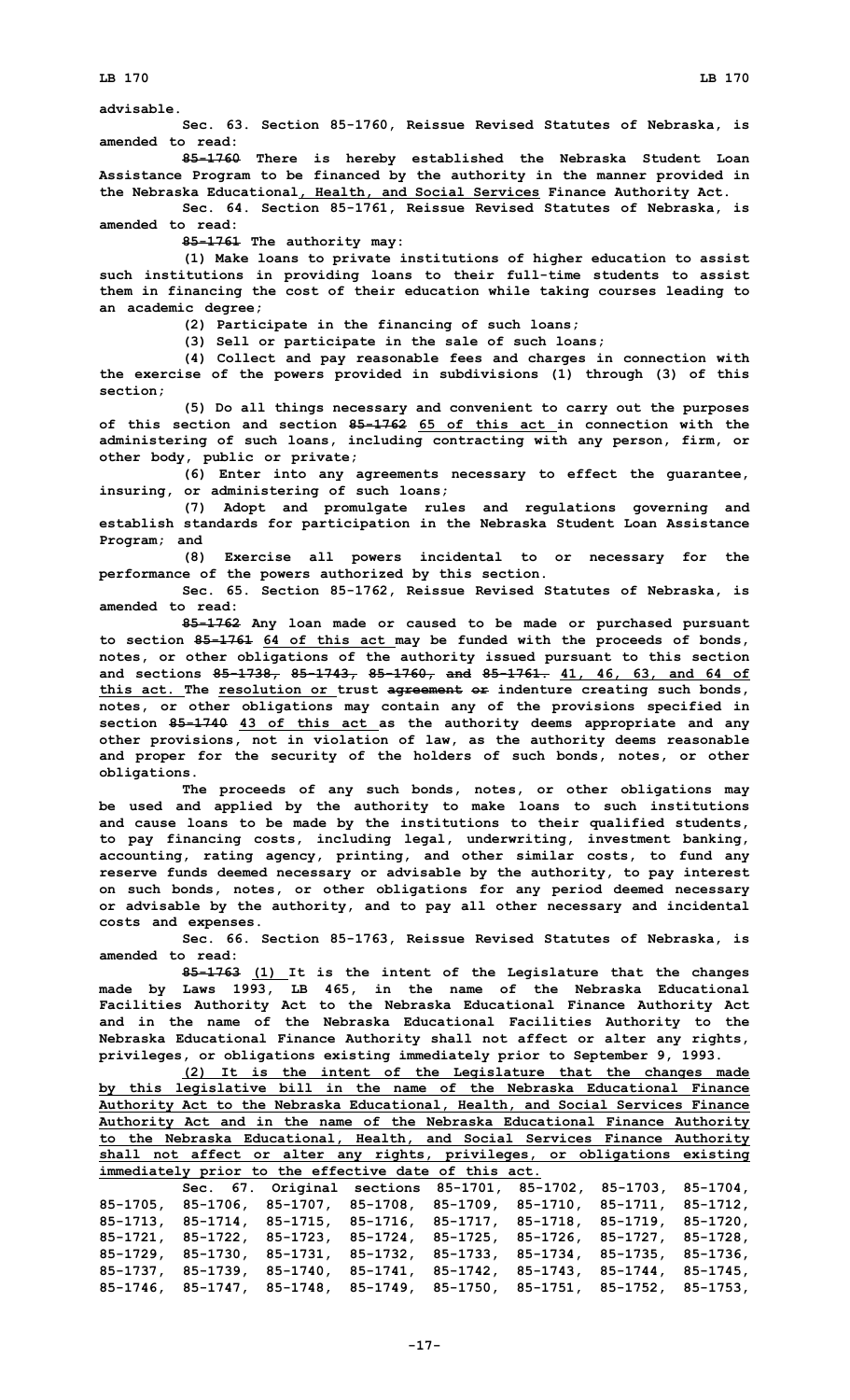advisable.

Sec. 63. Section 85-1760, Reissue Revised Statutes of Nebraska, is amended to read:

~~85-1760~~ There is hereby established the Nebraska Student Loan Assistance Program to be financed by the authority in the manner provided in the Nebraska Educational, Health, and Social Services Finance Authority Act.

Sec. 64. Section 85-1761, Reissue Revised Statutes of Nebraska, is amended to read:

~~85-1761~~ The authority may:

(1) Make loans to private institutions of higher education to assist such institutions in providing loans to their full-time students to assist them in financing the cost of their education while taking courses leading to an academic degree;

(2) Participate in the financing of such loans;

(3) Sell or participate in the sale of such loans;

(4) Collect and pay reasonable fees and charges in connection with the exercise of the powers provided in subdivisions (1) through (3) of this section;

(5) Do all things necessary and convenient to carry out the purposes of this section and section ~~85-1762~~ 65 of this act in connection with the administering of such loans, including contracting with any person, firm, or other body, public or private;

(6) Enter into any agreements necessary to effect the guarantee, insuring, or administering of such loans;

(7) Adopt and promulgate rules and regulations governing and establish standards for participation in the Nebraska Student Loan Assistance Program; and

(8) Exercise all powers incidental to or necessary for the performance of the powers authorized by this section.

Sec. 65. Section 85-1762, Reissue Revised Statutes of Nebraska, is amended to read:

~~85-1762~~ Any loan made or caused to be made or purchased pursuant to section ~~85-1761~~ 64 of this act may be funded with the proceeds of bonds, notes, or other obligations of the authority issued pursuant to this section and sections ~~85-1738, 85-1743, 85-1760, and 85-1761.~~ 41, 46, 63, and 64 of this act. The resolution or trust ~~agreement or~~ indenture creating such bonds, notes, or other obligations may contain any of the provisions specified in section ~~85-1740~~ 43 of this act as the authority deems appropriate and any other provisions, not in violation of law, as the authority deems reasonable and proper for the security of the holders of such bonds, notes, or other obligations.

The proceeds of any such bonds, notes, or other obligations may be used and applied by the authority to make loans to such institutions and cause loans to be made by the institutions to their qualified students, to pay financing costs, including legal, underwriting, investment banking, accounting, rating agency, printing, and other similar costs, to fund any reserve funds deemed necessary or advisable by the authority, to pay interest on such bonds, notes, or other obligations for any period deemed necessary or advisable by the authority, and to pay all other necessary and incidental costs and expenses.

Sec. 66. Section 85-1763, Reissue Revised Statutes of Nebraska, is amended to read:

~~85-1763~~ (1) It is the intent of the Legislature that the changes made by Laws 1993, LB 465, in the name of the Nebraska Educational Facilities Authority Act to the Nebraska Educational Finance Authority Act and in the name of the Nebraska Educational Facilities Authority to the Nebraska Educational Finance Authority shall not affect or alter any rights, privileges, or obligations existing immediately prior to September 9, 1993.

(2) It is the intent of the Legislature that the changes made by this legislative bill in the name of the Nebraska Educational Finance Authority Act to the Nebraska Educational, Health, and Social Services Finance Authority Act and in the name of the Nebraska Educational Finance Authority to the Nebraska Educational, Health, and Social Services Finance Authority shall not affect or alter any rights, privileges, or obligations existing immediately prior to the effective date of this act.

Sec. 67. Original sections 85-1701, 85-1702, 85-1703, 85-1704, 85-1705, 85-1706, 85-1707, 85-1708, 85-1709, 85-1710, 85-1711, 85-1712, 85-1713, 85-1714, 85-1715, 85-1716, 85-1717, 85-1718, 85-1719, 85-1720, 85-1721, 85-1722, 85-1723, 85-1724, 85-1725, 85-1726, 85-1727, 85-1728, 85-1729, 85-1730, 85-1731, 85-1732, 85-1733, 85-1734, 85-1735, 85-1736, 85-1737, 85-1739, 85-1740, 85-1741, 85-1742, 85-1743, 85-1744, 85-1745, 85-1746, 85-1747, 85-1748, 85-1749, 85-1750, 85-1751, 85-1752, 85-1753,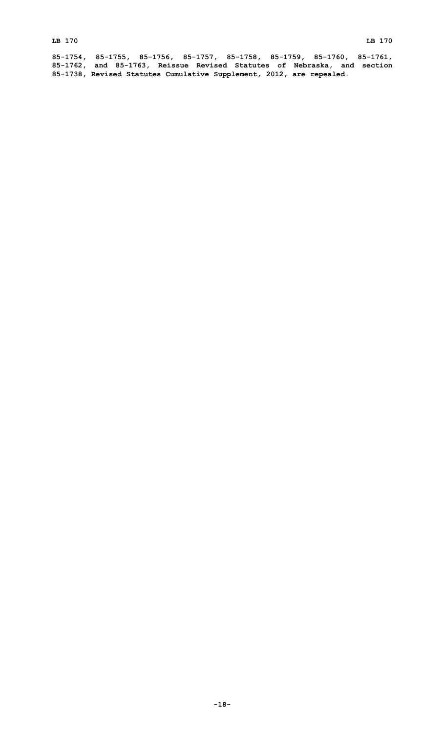**85-1754, 85-1755, 85-1756, 85-1757, 85-1758, 85-1759, 85-1760, 85-1761, 85-1762, and 85-1763, Reissue Revised Statutes of Nebraska, and section 85-1738, Revised Statutes Cumulative Supplement, 2012, are repealed.**